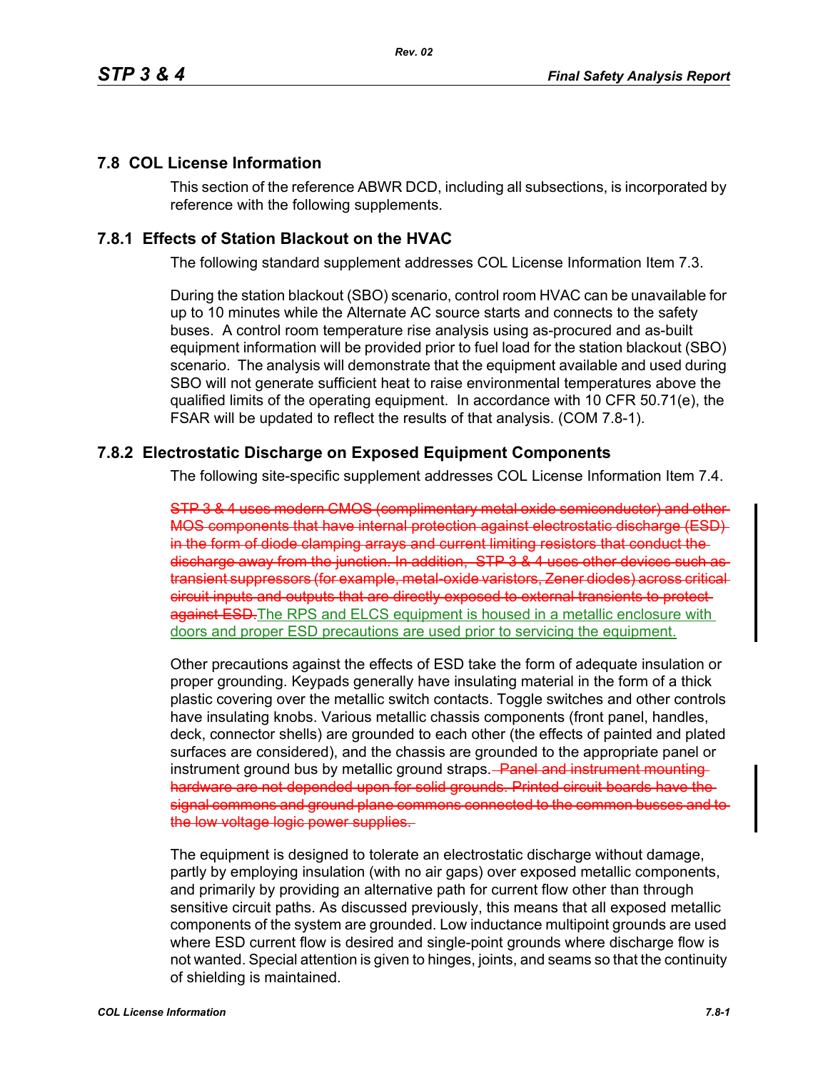## 7.8 COL License Information

This section of the reference ABWR DCD, including all subsections, is incorporated by reference with the following supplements.

### 7.8.1 Effects of Station Blackout on the HVAC

The following standard supplement addresses COL License Information Item 7.3.

During the station blackout (SBO) scenario, control room HVAC can be unavailable for up to 10 minutes while the Alternate AC source starts and connects to the safety buses. A control room temperature rise analysis using as-procured and as-built equipment information will be provided prior to fuel load for the station blackout (SBO) scenario. The analysis will demonstrate that the equipment available and used during SBO will not generate sufficient heat to raise environmental temperatures above the qualified limits of the operating equipment. In accordance with 10 CFR 50.71(e), the FSAR will be updated to reflect the results of that analysis. (COM 7.8-1).

### 7.8.2 Electrostatic Discharge on Exposed Equipment Components

The following site-specific supplement addresses COL License Information Item 7.4.

~~STP 3 & 4 uses modern CMOS (complimentary metal oxide semiconductor) and other MOS components that have internal protection against electrostatic discharge (ESD) in the form of diode clamping arrays and current limiting resistors that conduct the discharge away from the junction. In addition, STP 3 & 4 uses other devices such as transient suppressors (for example, metal-oxide varistors, Zener diodes) across critical circuit inputs and outputs that are directly exposed to external transients to protect against ESD.~~The RPS and ELCS equipment is housed in a metallic enclosure with doors and proper ESD precautions are used prior to servicing the equipment.

Other precautions against the effects of ESD take the form of adequate insulation or proper grounding. Keypads generally have insulating material in the form of a thick plastic covering over the metallic switch contacts. Toggle switches and other controls have insulating knobs. Various metallic chassis components (front panel, handles, deck, connector shells) are grounded to each other (the effects of painted and plated surfaces are considered), and the chassis are grounded to the appropriate panel or instrument ground bus by metallic ground straps. ~~Panel and instrument mounting hardware are not depended upon for solid grounds. Printed circuit boards have the signal commons and ground plane commons connected to the common busses and to the low voltage logic power supplies.~~

The equipment is designed to tolerate an electrostatic discharge without damage, partly by employing insulation (with no air gaps) over exposed metallic components, and primarily by providing an alternative path for current flow other than through sensitive circuit paths. As discussed previously, this means that all exposed metallic components of the system are grounded. Low inductance multipoint grounds are used where ESD current flow is desired and single-point grounds where discharge flow is not wanted. Special attention is given to hinges, joints, and seams so that the continuity of shielding is maintained.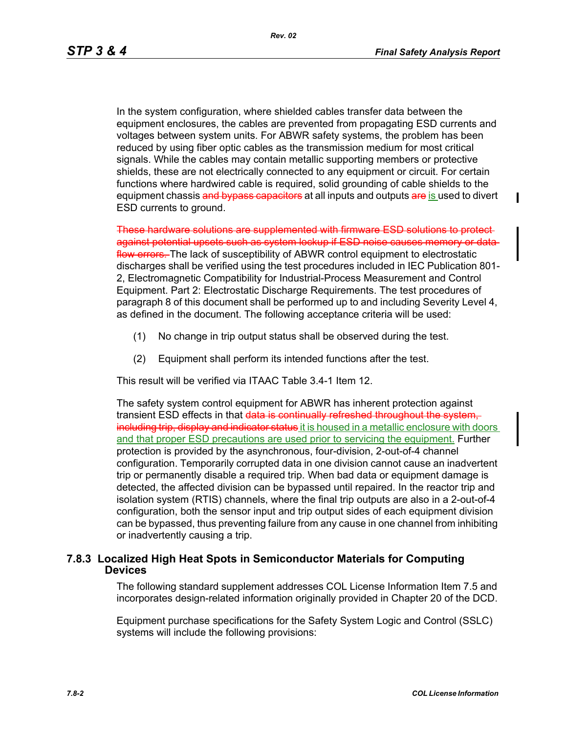In the system configuration, where shielded cables transfer data between the equipment enclosures, the cables are prevented from propagating ESD currents and voltages between system units. For ABWR safety systems, the problem has been reduced by using fiber optic cables as the transmission medium for most critical signals. While the cables may contain metallic supporting members or protective shields, these are not electrically connected to any equipment or circuit. For certain functions where hardwired cable is required, solid grounding of cable shields to the equipment chassis ~~and bypass capacitors~~ at all inputs and outputs ~~are~~ is used to divert ESD currents to ground.

~~These hardware solutions are supplemented with firmware ESD solutions to protect against potential upsets such as system lockup if ESD noise causes memory or data flow errors.~~ The lack of susceptibility of ABWR control equipment to electrostatic discharges shall be verified using the test procedures included in IEC Publication 801-2, Electromagnetic Compatibility for Industrial-Process Measurement and Control Equipment. Part 2: Electrostatic Discharge Requirements. The test procedures of paragraph 8 of this document shall be performed up to and including Severity Level 4, as defined in the document. The following acceptance criteria will be used:

(1) No change in trip output status shall be observed during the test.

(2) Equipment shall perform its intended functions after the test.

This result will be verified via ITAAC Table 3.4-1 Item 12.

The safety system control equipment for ABWR has inherent protection against transient ESD effects in that ~~data is continually refreshed throughout the system, including trip, display and indicator status~~ it is housed in a metallic enclosure with doors and that proper ESD precautions are used prior to servicing the equipment. Further protection is provided by the asynchronous, four-division, 2-out-of-4 channel configuration. Temporarily corrupted data in one division cannot cause an inadvertent trip or permanently disable a required trip. When bad data or equipment damage is detected, the affected division can be bypassed until repaired. In the reactor trip and isolation system (RTIS) channels, where the final trip outputs are also in a 2-out-of-4 configuration, both the sensor input and trip output sides of each equipment division can be bypassed, thus preventing failure from any cause in one channel from inhibiting or inadvertently causing a trip.

### 7.8.3 Localized High Heat Spots in Semiconductor Materials for Computing Devices

The following standard supplement addresses COL License Information Item 7.5 and incorporates design-related information originally provided in Chapter 20 of the DCD.

Equipment purchase specifications for the Safety System Logic and Control (SSLC) systems will include the following provisions: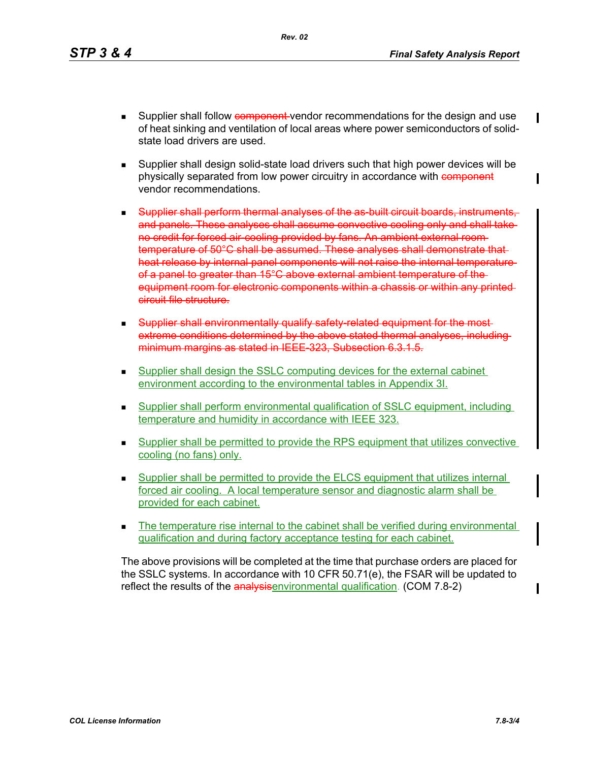- Supplier shall follow ~~component~~ vendor recommendations for the design and use of heat sinking and ventilation of local areas where power semiconductors of solid-state load drivers are used.

- Supplier shall design solid-state load drivers such that high power devices will be physically separated from low power circuitry in accordance with ~~component~~ vendor recommendations.

- ~~Supplier shall perform thermal analyses of the as-built circuit boards, instruments, and panels. These analyses shall assume convective cooling only and shall take no credit for forced air cooling provided by fans. An ambient external room temperature of 50°C shall be assumed. These analyses shall demonstrate that heat release by internal panel components will not raise the internal temperature of a panel to greater than 15°C above external ambient temperature of the equipment room for electronic components within a chassis or within any printed circuit file structure.~~

- ~~Supplier shall environmentally qualify safety-related equipment for the most extreme conditions determined by the above stated thermal analyses, including minimum margins as stated in IEEE-323, Subsection 6.3.1.5.~~

- Supplier shall design the SSLC computing devices for the external cabinet environment according to the environmental tables in Appendix 3I.

- Supplier shall perform environmental qualification of SSLC equipment, including temperature and humidity in accordance with IEEE 323.

- Supplier shall be permitted to provide the RPS equipment that utilizes convective cooling (no fans) only.

- Supplier shall be permitted to provide the ELCS equipment that utilizes internal forced air cooling. A local temperature sensor and diagnostic alarm shall be provided for each cabinet.

- The temperature rise internal to the cabinet shall be verified during environmental qualification and during factory acceptance testing for each cabinet.

The above provisions will be completed at the time that purchase orders are placed for the SSLC systems. In accordance with 10 CFR 50.71(e), the FSAR will be updated to reflect the results of the ~~analysis~~environmental qualification. (COM 7.8-2)